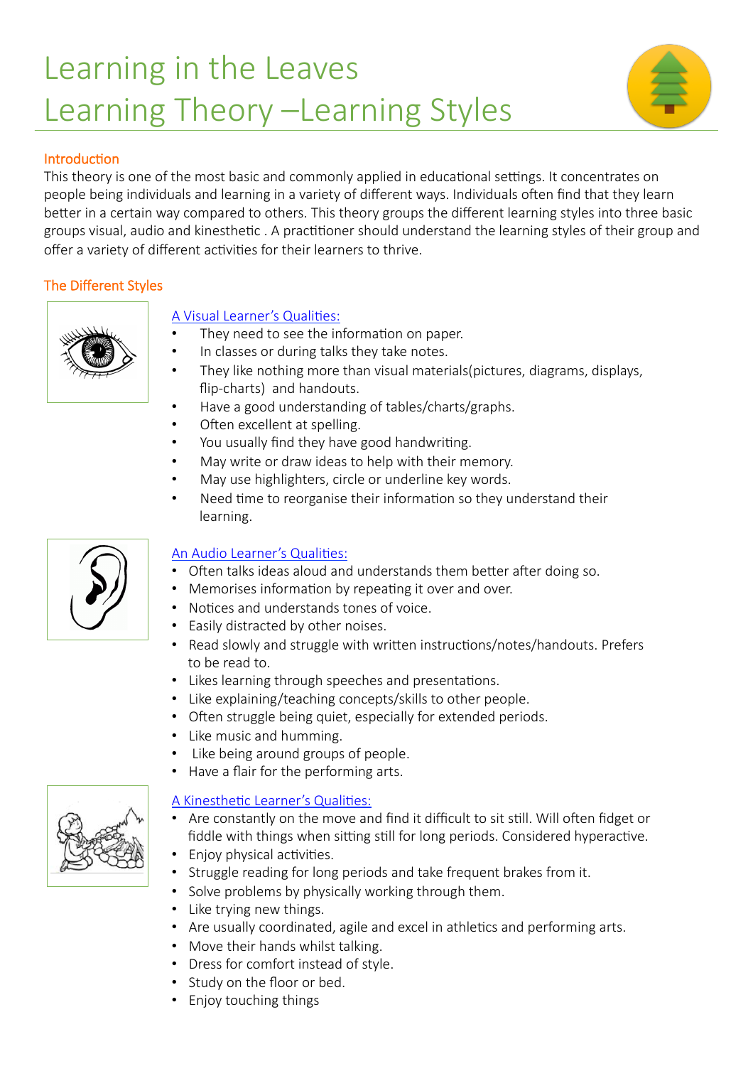# Learning in the Leaves
# Learning Theory –Learning Styles

## Introduction

This theory is one of the most basic and commonly applied in educational settings. It concentrates on people being individuals and learning in a variety of different ways. Individuals often find that they learn better in a certain way compared to others. This theory groups the different learning styles into three basic groups visual, audio and kinesthetic . A practitioner should understand the learning styles of their group and offer a variety of different activities for their learners to thrive.

## The Different Styles

### A Visual Learner's Qualities:

- They need to see the information on paper.
- In classes or during talks they take notes.
- They like nothing more than visual materials(pictures, diagrams, displays, flip-charts) and handouts.
- Have a good understanding of tables/charts/graphs.
- Often excellent at spelling.
- You usually find they have good handwriting.
- May write or draw ideas to help with their memory.
- May use highlighters, circle or underline key words.
- Need time to reorganise their information so they understand their learning.

### An Audio Learner's Qualities:

- Often talks ideas aloud and understands them better after doing so.
- Memorises information by repeating it over and over.
- Notices and understands tones of voice.
- Easily distracted by other noises.
- Read slowly and struggle with written instructions/notes/handouts. Prefers to be read to.
- Likes learning through speeches and presentations.
- Like explaining/teaching concepts/skills to other people.
- Often struggle being quiet, especially for extended periods.
- Like music and humming.
- Like being around groups of people.
- Have a flair for the performing arts.

### A Kinesthetic Learner's Qualities:

- Are constantly on the move and find it difficult to sit still. Will often fidget or fiddle with things when sitting still for long periods. Considered hyperactive.
- Enjoy physical activities.
- Struggle reading for long periods and take frequent brakes from it.
- Solve problems by physically working through them.
- Like trying new things.
- Are usually coordinated, agile and excel in athletics and performing arts.
- Move their hands whilst talking.
- Dress for comfort instead of style.
- Study on the floor or bed.
- Enjoy touching things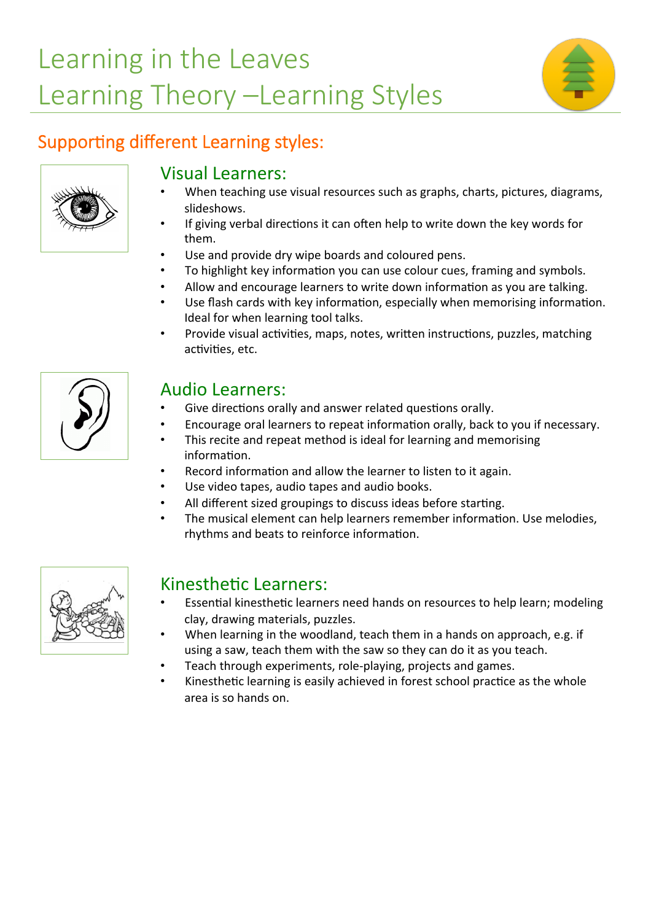# Learning in the Leaves
# Learning Theory –Learning Styles

## Supporting different Learning styles:

### Visual Learners:

- When teaching use visual resources such as graphs, charts, pictures, diagrams, slideshows.
- If giving verbal directions it can often help to write down the key words for them.
- Use and provide dry wipe boards and coloured pens.
- To highlight key information you can use colour cues, framing and symbols.
- Allow and encourage learners to write down information as you are talking.
- Use flash cards with key information, especially when memorising information. Ideal for when learning tool talks.
- Provide visual activities, maps, notes, written instructions, puzzles, matching activities, etc.

### Audio Learners:

- Give directions orally and answer related questions orally.
- Encourage oral learners to repeat information orally, back to you if necessary.
- This recite and repeat method is ideal for learning and memorising information.
- Record information and allow the learner to listen to it again.
- Use video tapes, audio tapes and audio books.
- All different sized groupings to discuss ideas before starting.
- The musical element can help learners remember information. Use melodies, rhythms and beats to reinforce information.

### Kinesthetic Learners:

- Essential kinesthetic learners need hands on resources to help learn; modeling clay, drawing materials, puzzles.
- When learning in the woodland, teach them in a hands on approach, e.g. if using a saw, teach them with the saw so they can do it as you teach.
- Teach through experiments, role-playing, projects and games.
- Kinesthetic learning is easily achieved in forest school practice as the whole area is so hands on.